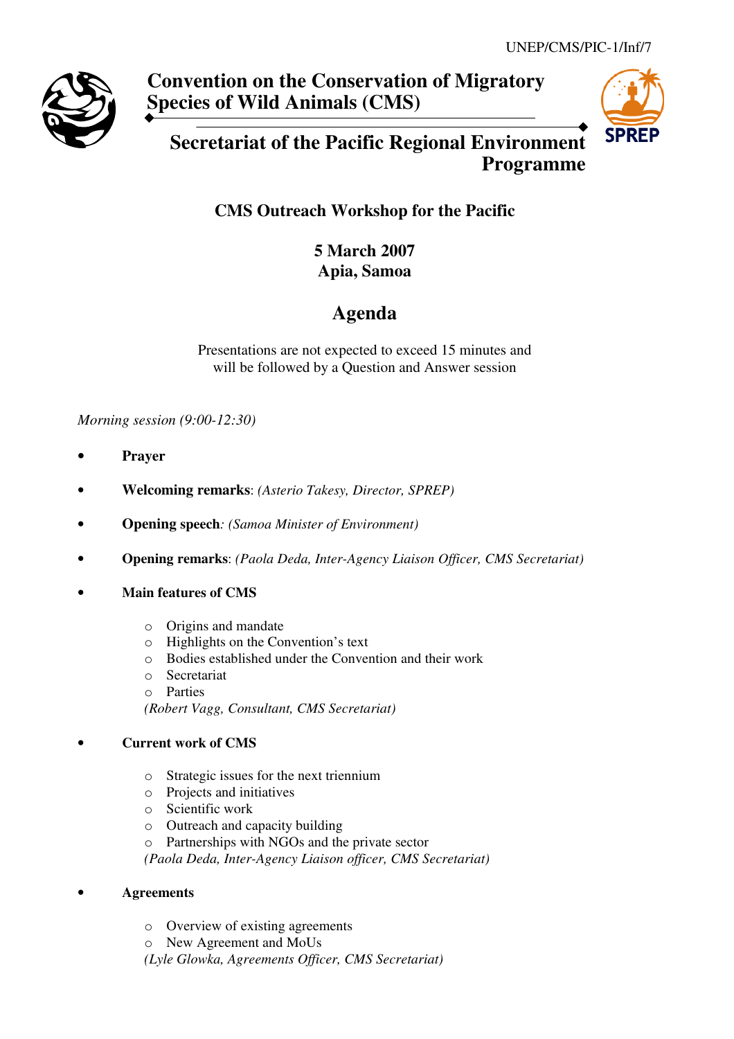UNEP/CMS/PIC-1/Inf/7

# Convention on the Conservation of Migratory Species of Wild Animals (CMS)

# Secretariat of the Pacific Regional Environment Programme

## CMS Outreach Workshop for the Pacific

**5 March 2007**
**Apia, Samoa**

## Agenda

Presentations are not expected to exceed 15 minutes and will be followed by a Question and Answer session

*Morning session (9:00-12:30)*

- **Prayer**
- **Welcoming remarks**: *(Asterio Takesy, Director, SPREP)*
- **Opening speech***: (Samoa Minister of Environment)*
- **Opening remarks**: *(Paola Deda, Inter-Agency Liaison Officer, CMS Secretariat)*
- **Main features of CMS**
  - Origins and mandate
  - Highlights on the Convention's text
  - Bodies established under the Convention and their work
  - Secretariat
  - Parties

  *(Robert Vagg, Consultant, CMS Secretariat)*
- **Current work of CMS**
  - Strategic issues for the next triennium
  - Projects and initiatives
  - Scientific work
  - Outreach and capacity building
  - Partnerships with NGOs and the private sector

  *(Paola Deda, Inter-Agency Liaison officer, CMS Secretariat)*
- **Agreements**
  - Overview of existing agreements
  - New Agreement and MoUs

  *(Lyle Glowka, Agreements Officer, CMS Secretariat)*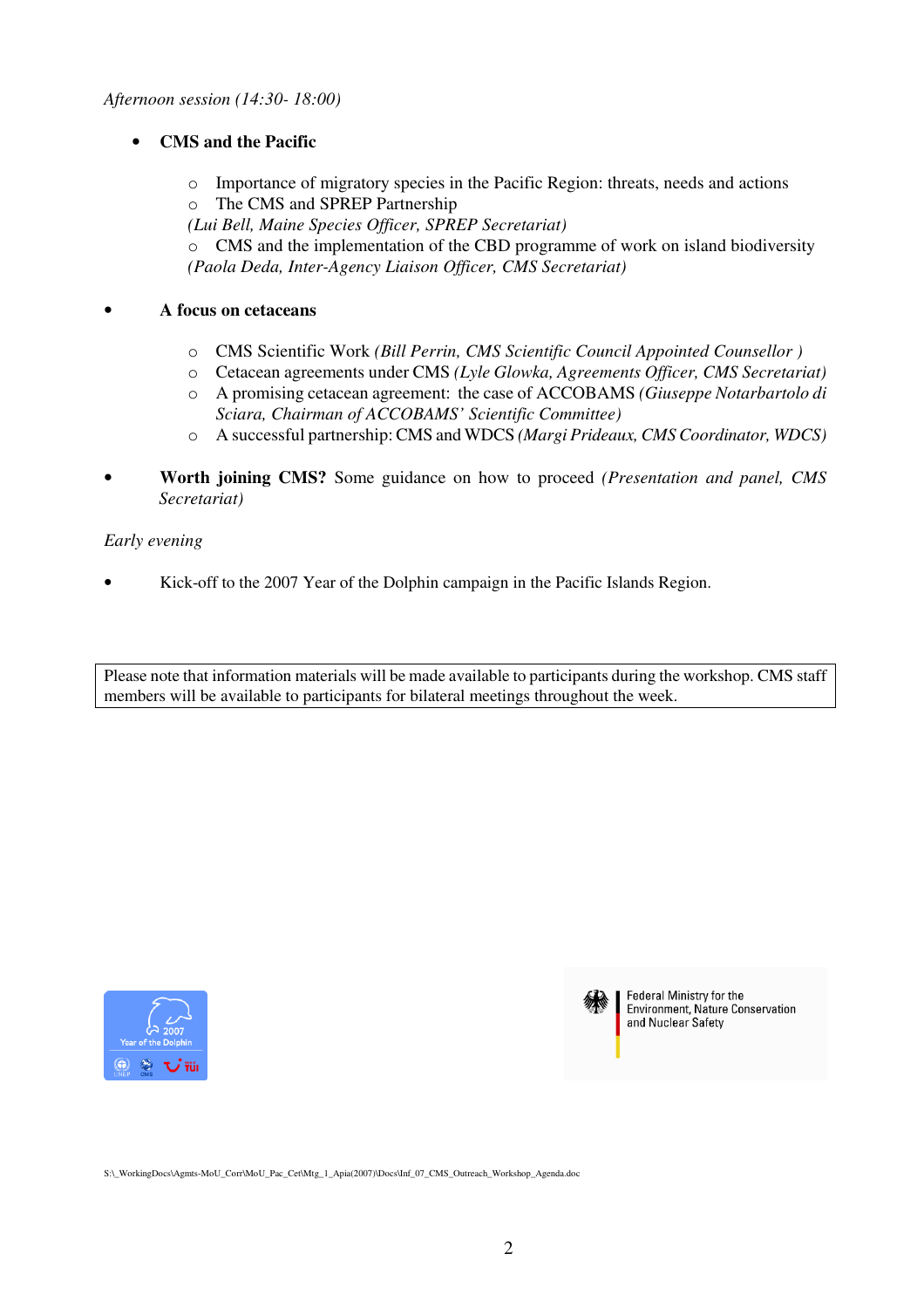*Afternoon session (14:30- 18:00)*

- **CMS and the Pacific**
    - Importance of migratory species in the Pacific Region: threats, needs and actions
    - The CMS and SPREP Partnership

    *(Lui Bell, Maine Species Officer, SPREP Secretariat)*

    - CMS and the implementation of the CBD programme of work on island biodiversity

    *(Paola Deda, Inter-Agency Liaison Officer, CMS Secretariat)*

- **A focus on cetaceans**
    - CMS Scientific Work *(Bill Perrin, CMS Scientific Council Appointed Counsellor )*
    - Cetacean agreements under CMS *(Lyle Glowka, Agreements Officer, CMS Secretariat)*
    - A promising cetacean agreement: the case of ACCOBAMS *(Giuseppe Notarbartolo di Sciara, Chairman of ACCOBAMS' Scientific Committee)*
    - A successful partnership: CMS and WDCS *(Margi Prideaux, CMS Coordinator, WDCS)*

- **Worth joining CMS?** Some guidance on how to proceed *(Presentation and panel, CMS Secretariat)*

*Early evening*

- Kick-off to the 2007 Year of the Dolphin campaign in the Pacific Islands Region.

Please note that information materials will be made available to participants during the workshop. CMS staff members will be available to participants for bilateral meetings throughout the week.

2007 Year of the Dolphin

Federal Ministry for the Environment, Nature Conservation and Nuclear Safety

S:\_WorkingDocs\Agmts-MoU_Corr\MoU_Pac_Cet\Mtg_1_Apia(2007)\Docs\Inf_07_CMS_Outreach_Workshop_Agenda.doc